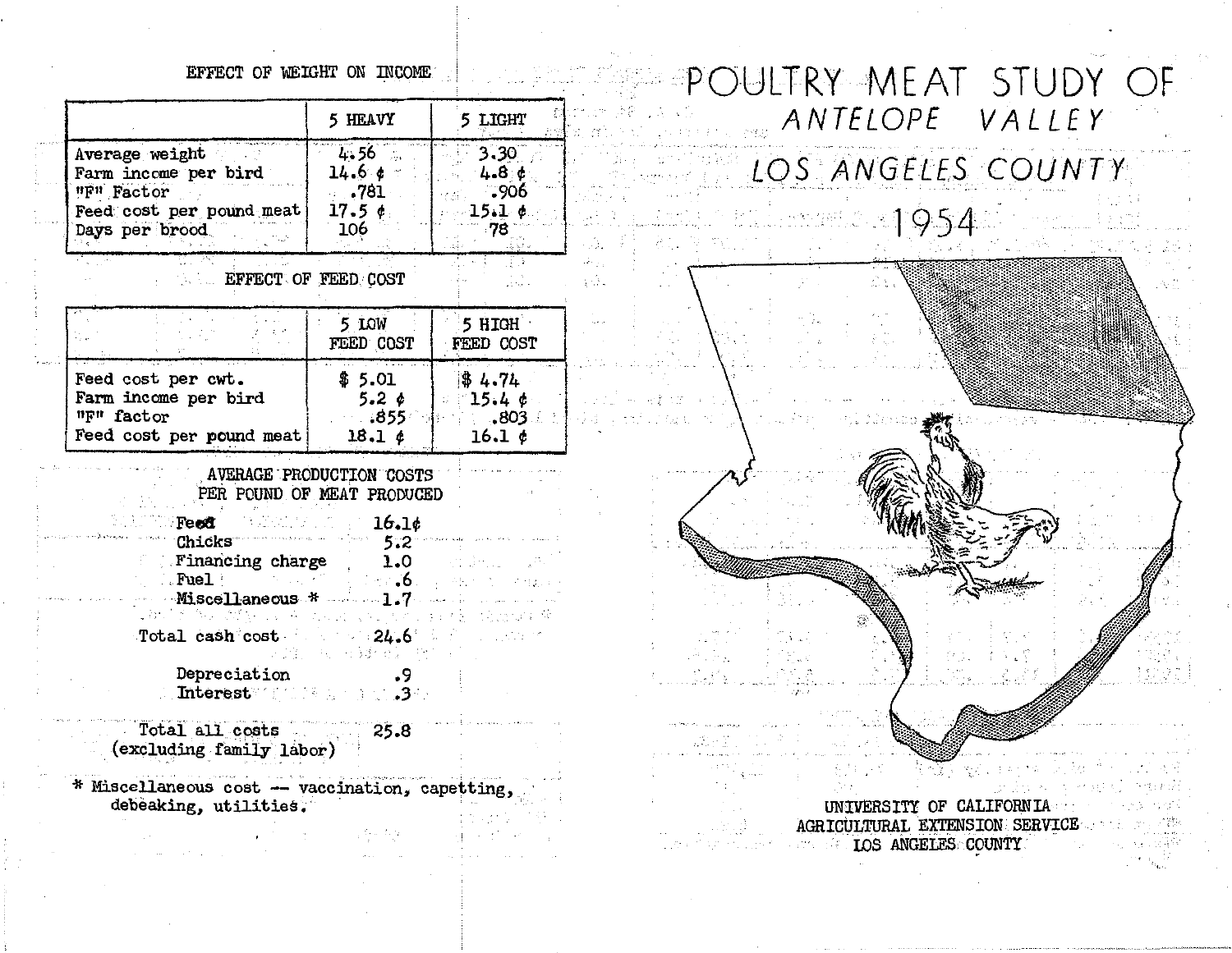### EFFECT OF WEIGHT ON INCOME

| | 5 HEAVY | 5 LIGHT |
|---|---|---|
| Average weight | 4.56 | 3.30 |
| Farm income per bird | 14.6 ¢ | 4.8 ¢ |
| "F" Factor | .781 | .906 |
| Feed cost per pound meat | 17.5 ¢ | 15.1 ¢ |
| Days per brood | 106 | 78 |

### EFFECT OF FEED COST

| | 5 LOW FEED COST | 5 HIGH FEED COST |
|---|---|---|
| Feed cost per cwt. | $ 5.01 | $ 4.74 |
| Farm income per bird | 5.2 ¢ | 15.4 ¢ |
| "F" factor | .855 | .803 |
| Feed cost per pound meat | 18.1 ¢ | 16.1 ¢ |

### AVERAGE PRODUCTION COSTS PER POUND OF MEAT PRODUCED

| | |
|---|---|
| Feed | 16.1¢ |
| Chicks | 5.2 |
| Financing charge | 1.0 |
| Fuel | .6 |
| Miscellaneous * | 1.7 |
| Total cash cost | 24.6 |
| Depreciation | .9 |
| Interest | .3 |
| Total all costs (excluding family labor) | 25.8 |

* Miscellaneous cost -- vaccination, capetting, debeaking, utilities.

# POULTRY MEAT STUDY OF
## *ANTELOPE VALLEY*
## *LOS ANGELES COUNTY*
## 1954

UNIVERSITY OF CALIFORNIA
AGRICULTURAL EXTENSION SERVICE
LOS ANGELES COUNTY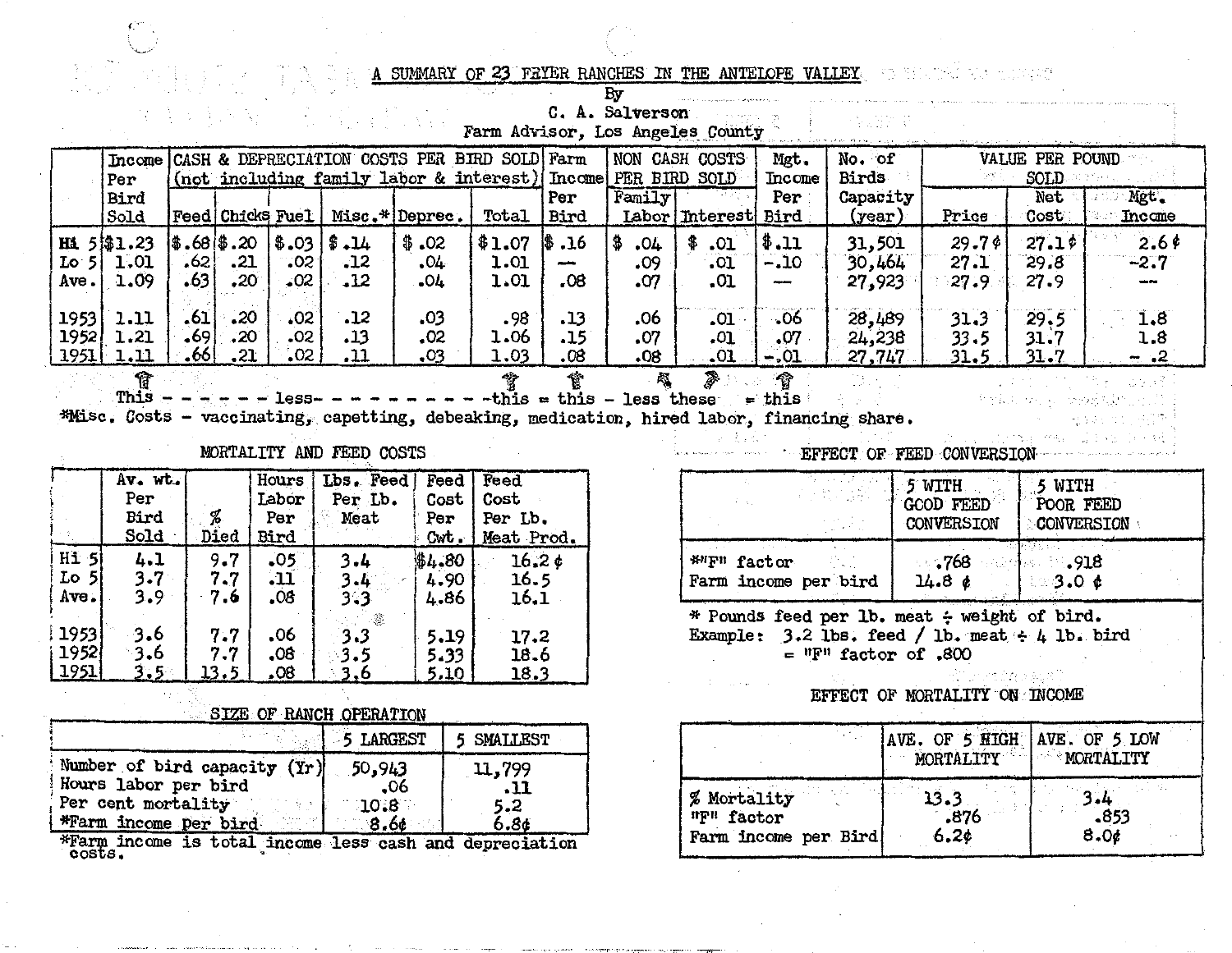# A SUMMARY OF 23 FRYER RANCHES IN THE ANTELOPE VALLEY

By

C. A. Salverson

Farm Advisor, Los Angeles County

| | Income Per Bird Sold | CASH & DEPRECIATION COSTS PER BIRD SOLD (not including family labor & interest) | | | | | | Farm Income Per Bird | NON CASH COSTS PER BIRD SOLD | | Mgt. Income Per Bird | No. of Birds Capacity (year) | VALUE PER POUND SOLD | | |
|---|---|---|---|---|---|---|---|---|---|---|---|---|---|---|---|
| | | Feed | Chicks | Fuel | Misc.* | Deprec. | Total | | Family Labor | Interest | | | Price | Net Cost | Mgt. Income |
| Hi 5 | $1.23 | $.68 | $.20 | $.03 | $.14 | $.02 | $1.07 | $.16 | $.04 | $.01 | $.11 | 31,501 | 29.7¢ | 27.1¢ | 2.6¢ |
| Lo 5 | 1.01 | .62 | .21 | .02 | .12 | .04 | 1.01 | — | .09 | .01 | -.10 | 30,464 | 27.1 | 29.8 | -2.7 |
| Ave. | 1.09 | .63 | .20 | .02 | .12 | .04 | 1.01 | .08 | .07 | .01 | — | 27,923 | 27.9 | 27.9 | — |
| 1953 | 1.11 | .61 | .20 | .02 | .12 | .03 | .98 | .13 | .06 | .01 | .06 | 28,489 | 31.3 | 29.5 | 1.8 |
| 1952 | 1.21 | .69 | .20 | .02 | .13 | .02 | 1.06 | .15 | .07 | .01 | .07 | 24,238 | 33.5 | 31.7 | 1.8 |
| 1951 | 1.11 | .66 | .21 | .02 | .11 | .03 | 1.03 | .08 | .08 | .01 | -.01 | 27,747 | 31.5 | 31.7 | -.2 |

This - - - - - - less - - - - - - - - - - this = this - less these = this

*Misc. Costs - vaccinating, capetting, debeaking, medication, hired labor, financing share.

## MORTALITY AND FEED COSTS

| | Av. wt. Per Bird Sold | % Died | Hours Labor Per Bird | Lbs. Feed Per Lb. Meat | Feed Cost Per Cwt. | Feed Cost Per Lb. Meat Prod. |
|---|---|---|---|---|---|---|
| Hi 5 | 4.1 | 9.7 | .05 | 3.4 | $4.80 | 16.2¢ |
| Lo 5 | 3.7 | 7.7 | .11 | 3.4 | 4.90 | 16.5 |
| Ave. | 3.9 | 7.6 | .08 | 3.3 | 4.86 | 16.1 |
| 1953 | 3.6 | 7.7 | .06 | 3.3 | 5.19 | 17.2 |
| 1952 | 3.6 | 7.7 | .08 | 3.5 | 5.33 | 18.6 |
| 1951 | 3.5 | 13.5 | .08 | 3.6 | 5.10 | 18.3 |

## SIZE OF RANCH OPERATION

| | 5 LARGEST | 5 SMALLEST |
|---|---|---|
| Number of bird capacity (Yr) | 50,943 | 11,799 |
| Hours labor per bird | .06 | .11 |
| Per cent mortality | 10.8 | 5.2 |
| *Farm income per bird | 8.6¢ | 6.8¢ |

*Farm income is total income less cash and depreciation costs.

## EFFECT OF FEED CONVERSION

| | 5 WITH GOOD FEED CONVERSION | 5 WITH POOR FEED CONVERSION |
|---|---|---|
| *"F" factor | .768 | .918 |
| Farm income per bird | 14.8 ¢ | 3.0 ¢ |

* Pounds feed per lb. meat ÷ weight of bird.
Example: 3.2 lbs. feed / lb. meat ÷ 4 lb. bird = "F" factor of .800

## EFFECT OF MORTALITY ON INCOME

| | AVE. OF 5 HIGH MORTALITY | AVE. OF 5 LOW MORTALITY |
|---|---|---|
| % Mortality | 13.3 | 3.4 |
| "F" factor | .876 | .853 |
| Farm income per Bird | 6.2¢ | 8.0¢ |